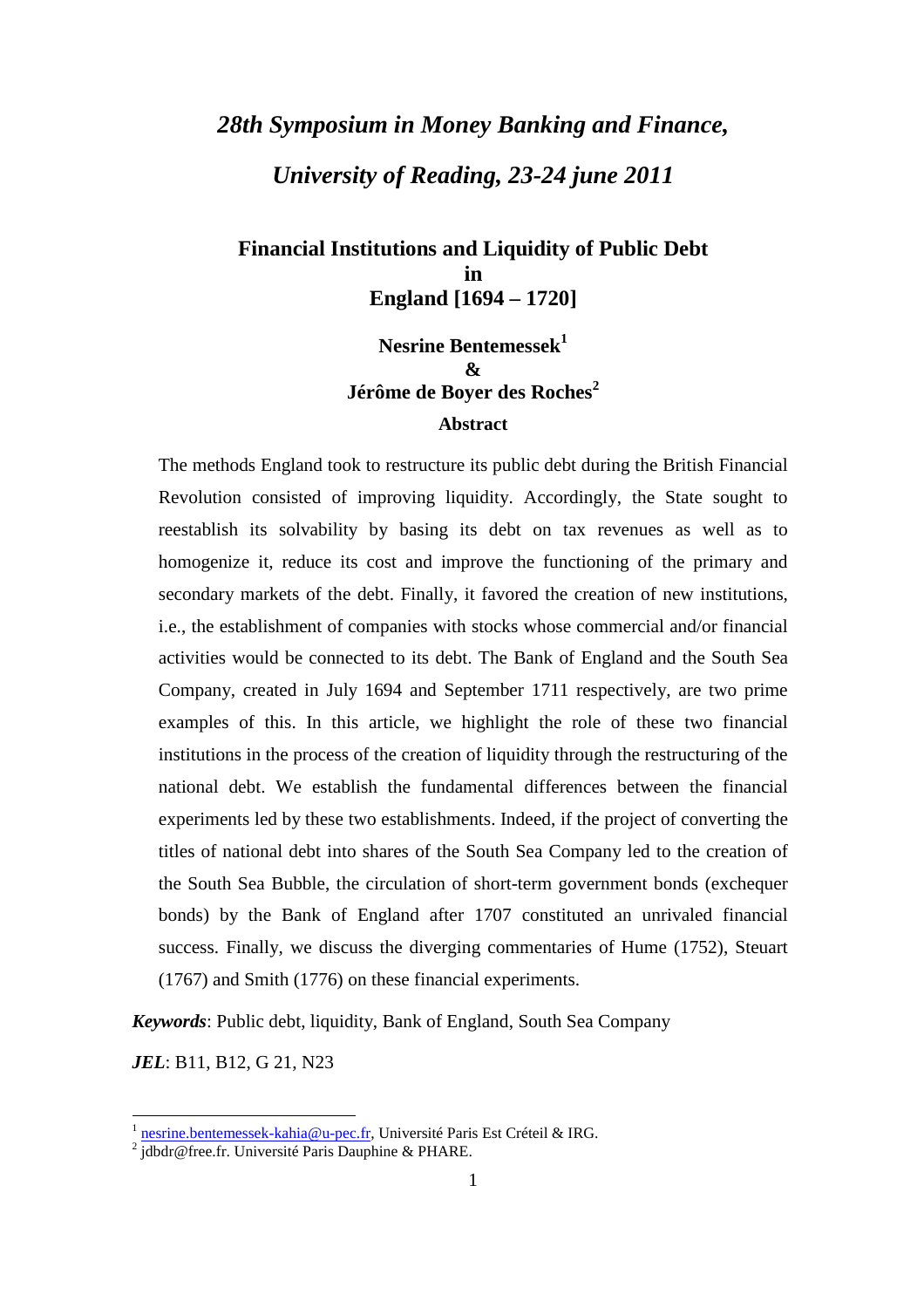# *28th Symposium in Money Banking and Finance,*

# *University of Reading, 23-24 june 2011*

## Financial Institutions and Liquidity of Public Debt in England [1694 – 1720]

**Nesrine Bentemessek**[1]

**&**

**Jérôme de Boyer des Roches**[2]

**Abstract**

The methods England took to restructure its public debt during the British Financial Revolution consisted of improving liquidity. Accordingly, the State sought to reestablish its solvability by basing its debt on tax revenues as well as to homogenize it, reduce its cost and improve the functioning of the primary and secondary markets of the debt. Finally, it favored the creation of new institutions, i.e., the establishment of companies with stocks whose commercial and/or financial activities would be connected to its debt. The Bank of England and the South Sea Company, created in July 1694 and September 1711 respectively, are two prime examples of this. In this article, we highlight the role of these two financial institutions in the process of the creation of liquidity through the restructuring of the national debt. We establish the fundamental differences between the financial experiments led by these two establishments. Indeed, if the project of converting the titles of national debt into shares of the South Sea Company led to the creation of the South Sea Bubble, the circulation of short-term government bonds (exchequer bonds) by the Bank of England after 1707 constituted an unrivaled financial success. Finally, we discuss the diverging commentaries of Hume (1752), Steuart (1767) and Smith (1776) on these financial experiments.

***Keywords***: Public debt, liquidity, Bank of England, South Sea Company

***JEL***: B11, B12, G 21, N23

---

[1] nesrine.bentemessek-kahia@u-pec.fr, Université Paris Est Créteil & IRG.

[2] jdbdr@free.fr. Université Paris Dauphine & PHARE.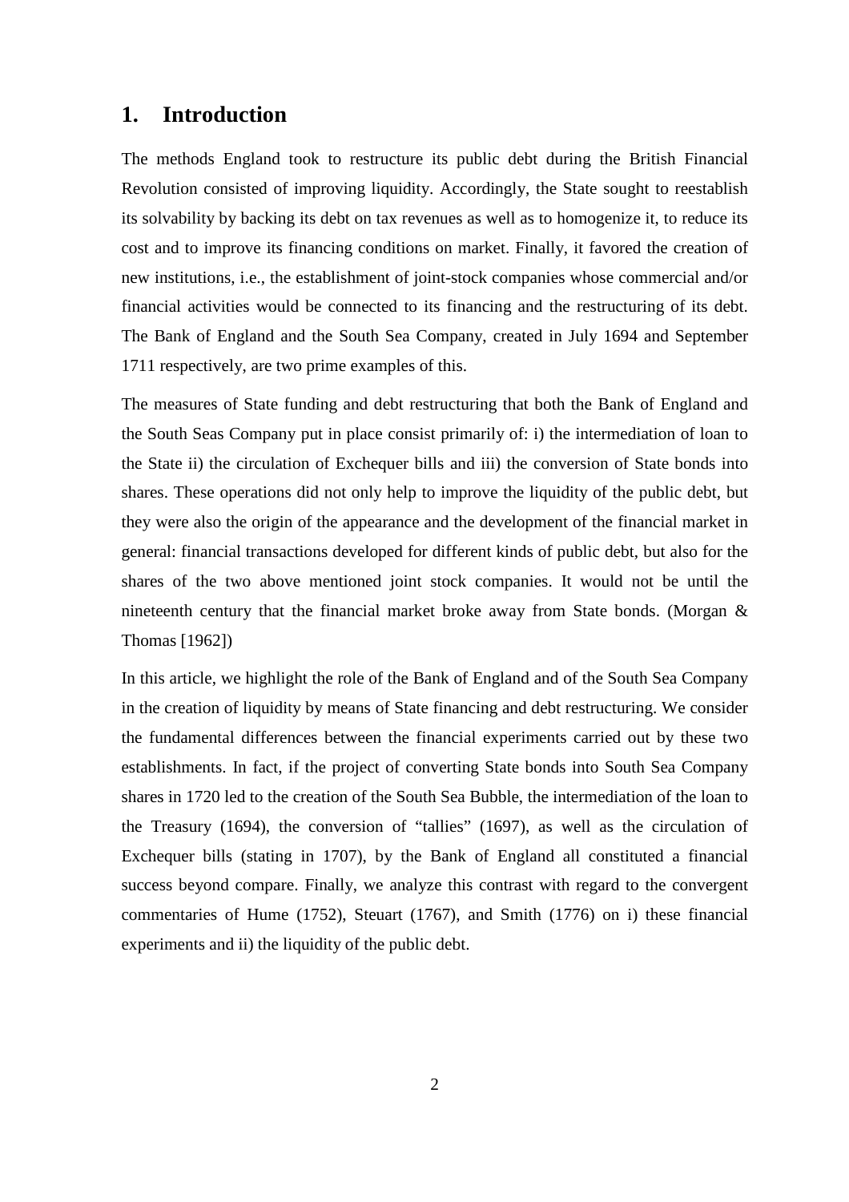# 1. Introduction

The methods England took to restructure its public debt during the British Financial Revolution consisted of improving liquidity. Accordingly, the State sought to reestablish its solvability by backing its debt on tax revenues as well as to homogenize it, to reduce its cost and to improve its financing conditions on market. Finally, it favored the creation of new institutions, i.e., the establishment of joint-stock companies whose commercial and/or financial activities would be connected to its financing and the restructuring of its debt. The Bank of England and the South Sea Company, created in July 1694 and September 1711 respectively, are two prime examples of this.

The measures of State funding and debt restructuring that both the Bank of England and the South Seas Company put in place consist primarily of: i) the intermediation of loan to the State ii) the circulation of Exchequer bills and iii) the conversion of State bonds into shares. These operations did not only help to improve the liquidity of the public debt, but they were also the origin of the appearance and the development of the financial market in general: financial transactions developed for different kinds of public debt, but also for the shares of the two above mentioned joint stock companies. It would not be until the nineteenth century that the financial market broke away from State bonds. (Morgan & Thomas [1962])

In this article, we highlight the role of the Bank of England and of the South Sea Company in the creation of liquidity by means of State financing and debt restructuring. We consider the fundamental differences between the financial experiments carried out by these two establishments. In fact, if the project of converting State bonds into South Sea Company shares in 1720 led to the creation of the South Sea Bubble, the intermediation of the loan to the Treasury (1694), the conversion of "tallies" (1697), as well as the circulation of Exchequer bills (stating in 1707), by the Bank of England all constituted a financial success beyond compare. Finally, we analyze this contrast with regard to the convergent commentaries of Hume (1752), Steuart (1767), and Smith (1776) on i) these financial experiments and ii) the liquidity of the public debt.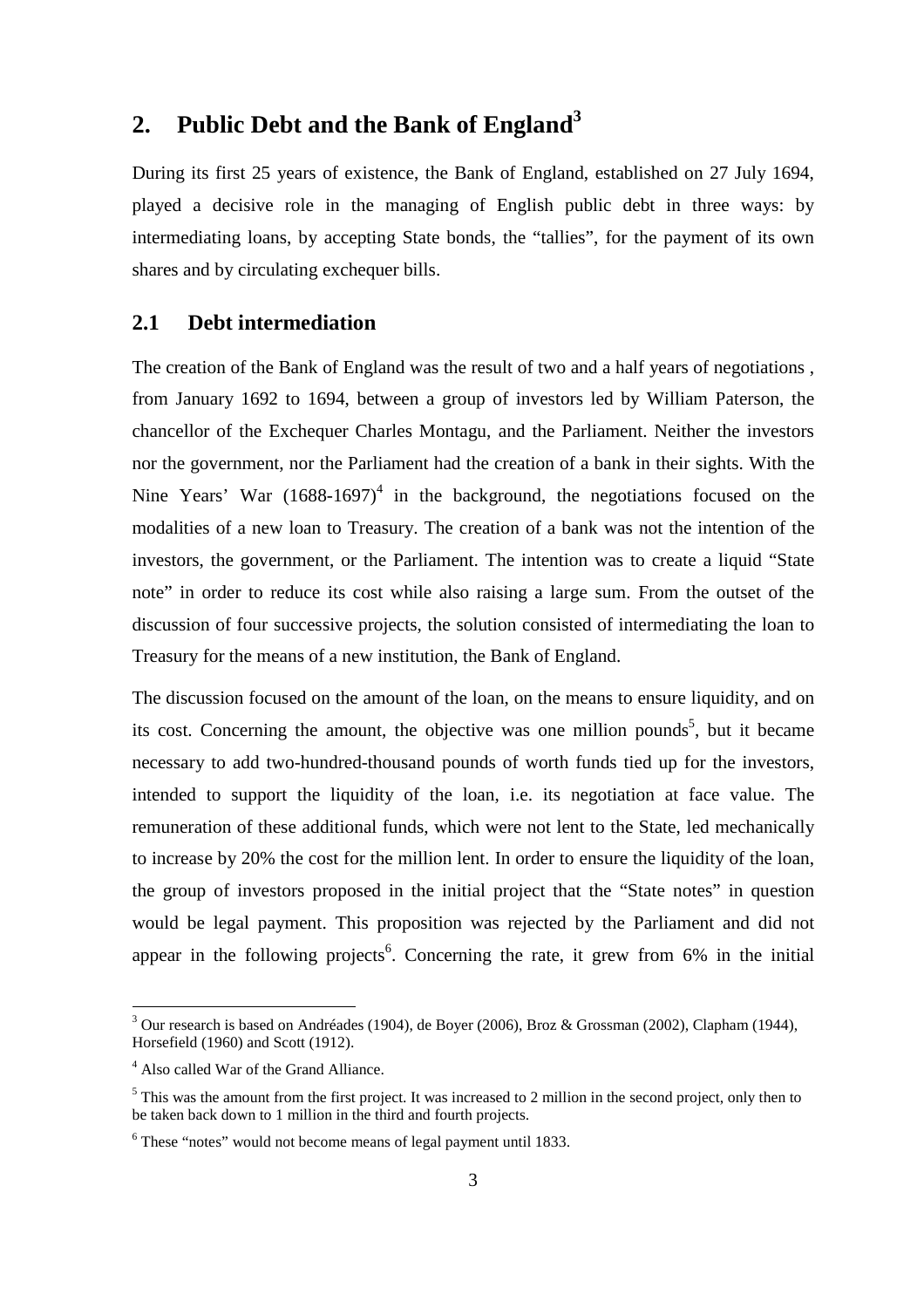## 2. Public Debt and the Bank of England[3]

During its first 25 years of existence, the Bank of England, established on 27 July 1694, played a decisive role in the managing of English public debt in three ways: by intermediating loans, by accepting State bonds, the "tallies", for the payment of its own shares and by circulating exchequer bills.

### 2.1 Debt intermediation

The creation of the Bank of England was the result of two and a half years of negotiations , from January 1692 to 1694, between a group of investors led by William Paterson, the chancellor of the Exchequer Charles Montagu, and the Parliament. Neither the investors nor the government, nor the Parliament had the creation of a bank in their sights. With the Nine Years' War (1688-1697)[4] in the background, the negotiations focused on the modalities of a new loan to Treasury. The creation of a bank was not the intention of the investors, the government, or the Parliament. The intention was to create a liquid "State note" in order to reduce its cost while also raising a large sum. From the outset of the discussion of four successive projects, the solution consisted of intermediating the loan to Treasury for the means of a new institution, the Bank of England.

The discussion focused on the amount of the loan, on the means to ensure liquidity, and on its cost. Concerning the amount, the objective was one million pounds[5], but it became necessary to add two-hundred-thousand pounds of worth funds tied up for the investors, intended to support the liquidity of the loan, i.e. its negotiation at face value. The remuneration of these additional funds, which were not lent to the State, led mechanically to increase by 20% the cost for the million lent. In order to ensure the liquidity of the loan, the group of investors proposed in the initial project that the "State notes" in question would be legal payment. This proposition was rejected by the Parliament and did not appear in the following projects[6]. Concerning the rate, it grew from 6% in the initial

---

[3] Our research is based on Andréades (1904), de Boyer (2006), Broz & Grossman (2002), Clapham (1944), Horsefield (1960) and Scott (1912).

[4] Also called War of the Grand Alliance.

[5] This was the amount from the first project. It was increased to 2 million in the second project, only then to be taken back down to 1 million in the third and fourth projects.

[6] These "notes" would not become means of legal payment until 1833.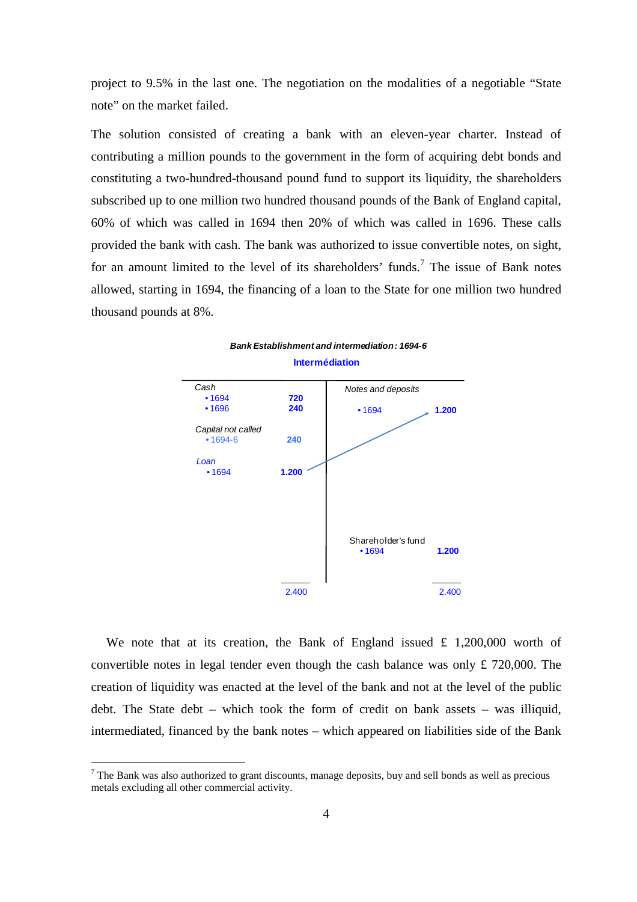project to 9.5% in the last one. The negotiation on the modalities of a negotiable “State note” on the market failed.

The solution consisted of creating a bank with an eleven-year charter. Instead of contributing a million pounds to the government in the form of acquiring debt bonds and constituting a two-hundred-thousand pound fund to support its liquidity, the shareholders subscribed up to one million two hundred thousand pounds of the Bank of England capital, 60% of which was called in 1694 then 20% of which was called in 1696. These calls provided the bank with cash. The bank was authorized to issue convertible notes, on sight, for an amount limited to the level of its shareholders’ funds.[7] The issue of Bank notes allowed, starting in 1694, the financing of a loan to the State for one million two hundred thousand pounds at 8%.

***Bank Establishment and intermediation: 1694-6***

**Intermédiation**

| Assets | | Liabilities | |
|---|---|---|---|
| *Cash* | | *Notes and deposits* | |
| • 1694 | **720** | • 1694 | **1.200** |
| • 1696 | **240** | | |
| *Capital not called* | | | |
| • 1694-6 | **240** | | |
| *Loan* | | | |
| • 1694 | **1.200** | | |
| | | Shareholder's fund | |
| | | • 1694 | **1.200** |
| | 2.400 | | 2.400 |

We note that at its creation, the Bank of England issued £ 1,200,000 worth of convertible notes in legal tender even though the cash balance was only £ 720,000. The creation of liquidity was enacted at the level of the bank and not at the level of the public debt. The State debt – which took the form of credit on bank assets – was illiquid, intermediated, financed by the bank notes – which appeared on liabilities side of the Bank

---

[7] The Bank was also authorized to grant discounts, manage deposits, buy and sell bonds as well as precious metals excluding all other commercial activity.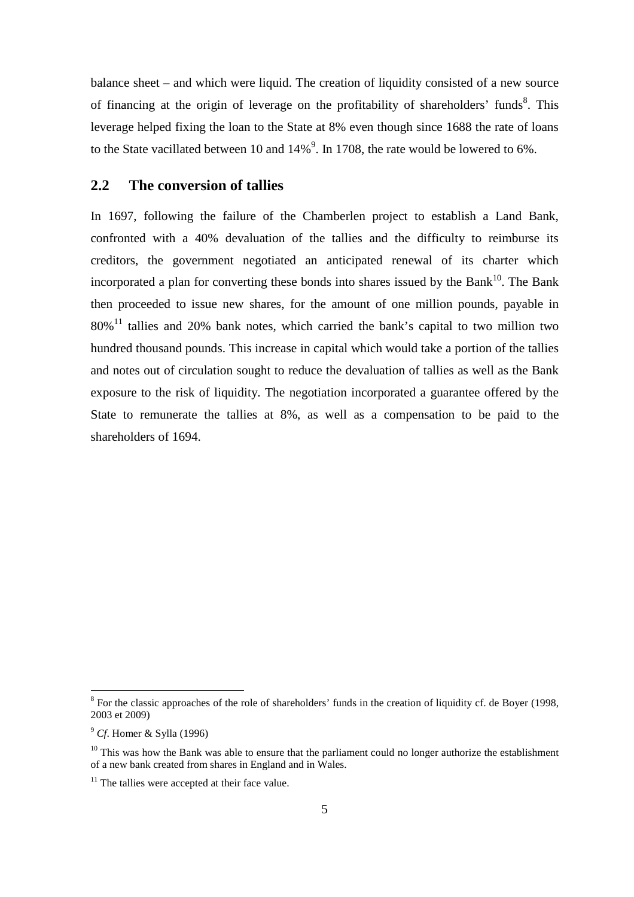balance sheet – and which were liquid. The creation of liquidity consisted of a new source of financing at the origin of leverage on the profitability of shareholders' funds[8]. This leverage helped fixing the loan to the State at 8% even though since 1688 the rate of loans to the State vacillated between 10 and 14%[9]. In 1708, the rate would be lowered to 6%.

## 2.2 The conversion of tallies

In 1697, following the failure of the Chamberlen project to establish a Land Bank, confronted with a 40% devaluation of the tallies and the difficulty to reimburse its creditors, the government negotiated an anticipated renewal of its charter which incorporated a plan for converting these bonds into shares issued by the Bank[10]. The Bank then proceeded to issue new shares, for the amount of one million pounds, payable in 80%[11] tallies and 20% bank notes, which carried the bank's capital to two million two hundred thousand pounds. This increase in capital which would take a portion of the tallies and notes out of circulation sought to reduce the devaluation of tallies as well as the Bank exposure to the risk of liquidity. The negotiation incorporated a guarantee offered by the State to remunerate the tallies at 8%, as well as a compensation to be paid to the shareholders of 1694.

---

[8] For the classic approaches of the role of shareholders' funds in the creation of liquidity cf. de Boyer (1998, 2003 et 2009)

[9] *Cf*. Homer & Sylla (1996)

[10] This was how the Bank was able to ensure that the parliament could no longer authorize the establishment of a new bank created from shares in England and in Wales.

[11] The tallies were accepted at their face value.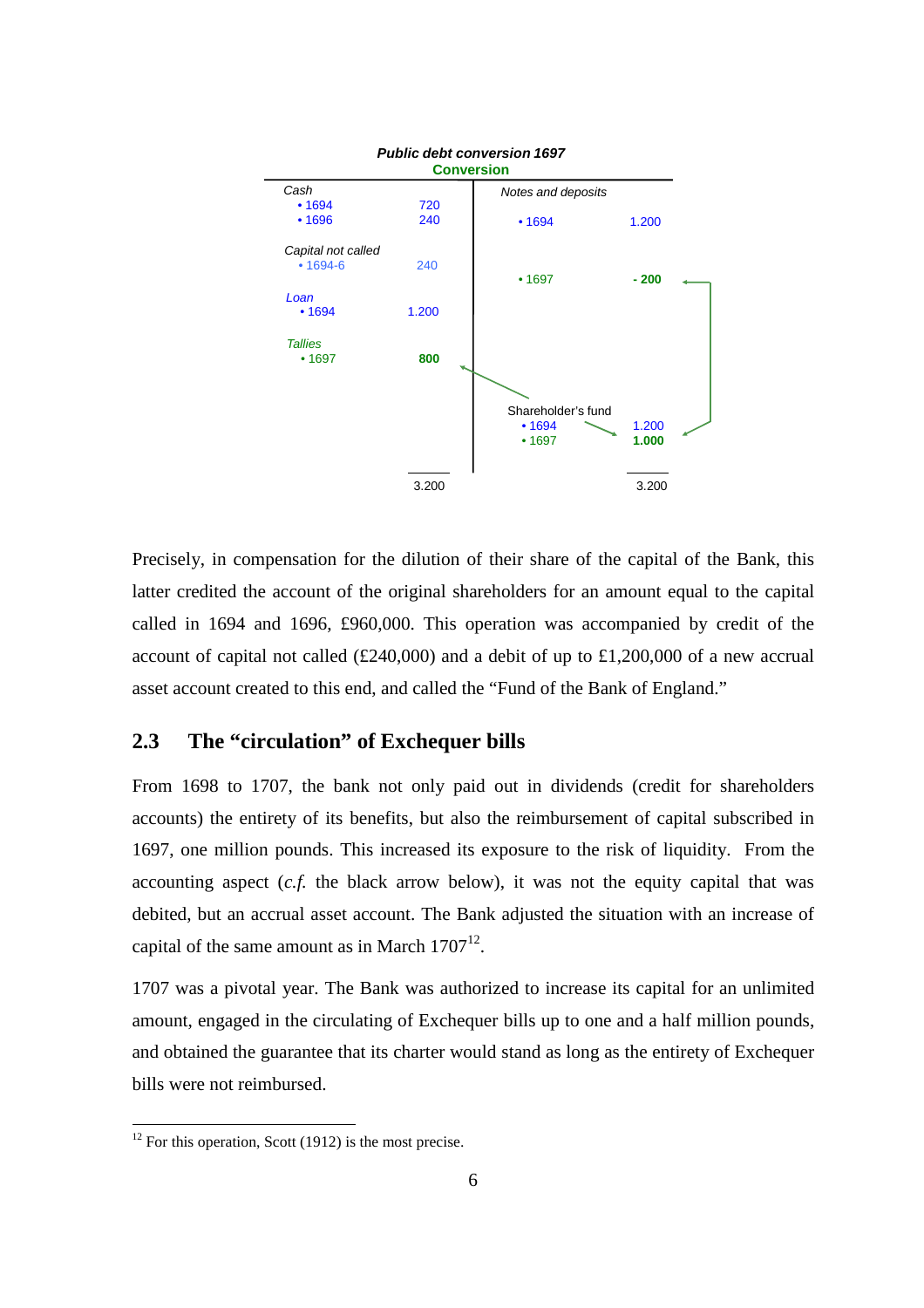**Public debt conversion 1697**
**Conversion**

| Assets | | Liabilities | |
|---|---|---|---|
| *Cash* | | *Notes and deposits* | |
| • 1694 | 720 | • 1694 | 1.200 |
| • 1696 | 240 | | |
| *Capital not called* | | | |
| • 1694-6 | 240 | • 1697 | **- 200** |
| *Loan* | | | |
| • 1694 | 1.200 | | |
| *Tallies* | | | |
| • 1697 | **800** | | |
| | | Shareholder's fund | |
| | | • 1694 | 1.200 |
| | | • 1697 | **1.000** |
| | 3.200 | | 3.200 |

Precisely, in compensation for the dilution of their share of the capital of the Bank, this latter credited the account of the original shareholders for an amount equal to the capital called in 1694 and 1696, £960,000. This operation was accompanied by credit of the account of capital not called (£240,000) and a debit of up to £1,200,000 of a new accrual asset account created to this end, and called the "Fund of the Bank of England."

## 2.3 The "circulation" of Exchequer bills

From 1698 to 1707, the bank not only paid out in dividends (credit for shareholders accounts) the entirety of its benefits, but also the reimbursement of capital subscribed in 1697, one million pounds. This increased its exposure to the risk of liquidity. From the accounting aspect (*c.f.* the black arrow below), it was not the equity capital that was debited, but an accrual asset account. The Bank adjusted the situation with an increase of capital of the same amount as in March 1707[12].

1707 was a pivotal year. The Bank was authorized to increase its capital for an unlimited amount, engaged in the circulating of Exchequer bills up to one and a half million pounds, and obtained the guarantee that its charter would stand as long as the entirety of Exchequer bills were not reimbursed.

[12] For this operation, Scott (1912) is the most precise.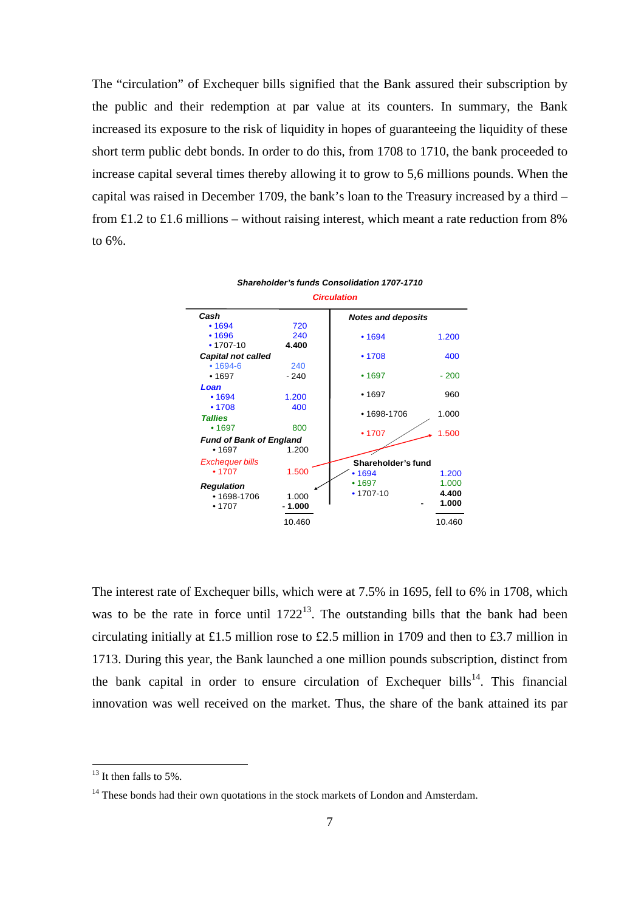The "circulation" of Exchequer bills signified that the Bank assured their subscription by the public and their redemption at par value at its counters. In summary, the Bank increased its exposure to the risk of liquidity in hopes of guaranteeing the liquidity of these short term public debt bonds. In order to do this, from 1708 to 1710, the bank proceeded to increase capital several times thereby allowing it to grow to 5,6 millions pounds. When the capital was raised in December 1709, the bank's loan to the Treasury increased by a third – from £1.2 to £1.6 millions – without raising interest, which meant a rate reduction from 8% to 6%.

***Shareholder's funds Consolidation 1707-1710***

***Circulation***

| | | | |
|---|---|---|---|
| ***Cash*** | | ***Notes and deposits*** | |
| • 1694 | 720 | | |
| • 1696 | 240 | • 1694 | 1.200 |
| • 1707-10 | **4.400** | | |
| ***Capital not called*** | | • 1708 | 400 |
| • 1694-6 | 240 | | |
| • 1697 | - 240 | • 1697 | - 200 |
| ***Loan*** | | | |
| • 1694 | 1.200 | • 1697 | 960 |
| • 1708 | 400 | | |
| ***Tallies*** | | • 1698-1706 | 1.000 |
| • 1697 | 800 | | |
| ***Fund of Bank of England*** | | • 1707 | 1.500 |
| • 1697 | 1.200 | | |
| *Exchequer bills* | | **Shareholder's fund** | |
| • 1707 | 1.500 | • 1694 | 1.200 |
| ***Regulation*** | | • 1697 | 1.000 |
| • 1698-1706 | 1.000 | • 1707-10 | **4.400** |
| • 1707 | **- 1.000** | - | **1.000** |
| | 10.460 | | 10.460 |

The interest rate of Exchequer bills, which were at 7.5% in 1695, fell to 6% in 1708, which was to be the rate in force until 1722[13]. The outstanding bills that the bank had been circulating initially at £1.5 million rose to £2.5 million in 1709 and then to £3.7 million in 1713. During this year, the Bank launched a one million pounds subscription, distinct from the bank capital in order to ensure circulation of Exchequer bills[14]. This financial innovation was well received on the market. Thus, the share of the bank attained its par

---

[13] It then falls to 5%.

[14] These bonds had their own quotations in the stock markets of London and Amsterdam.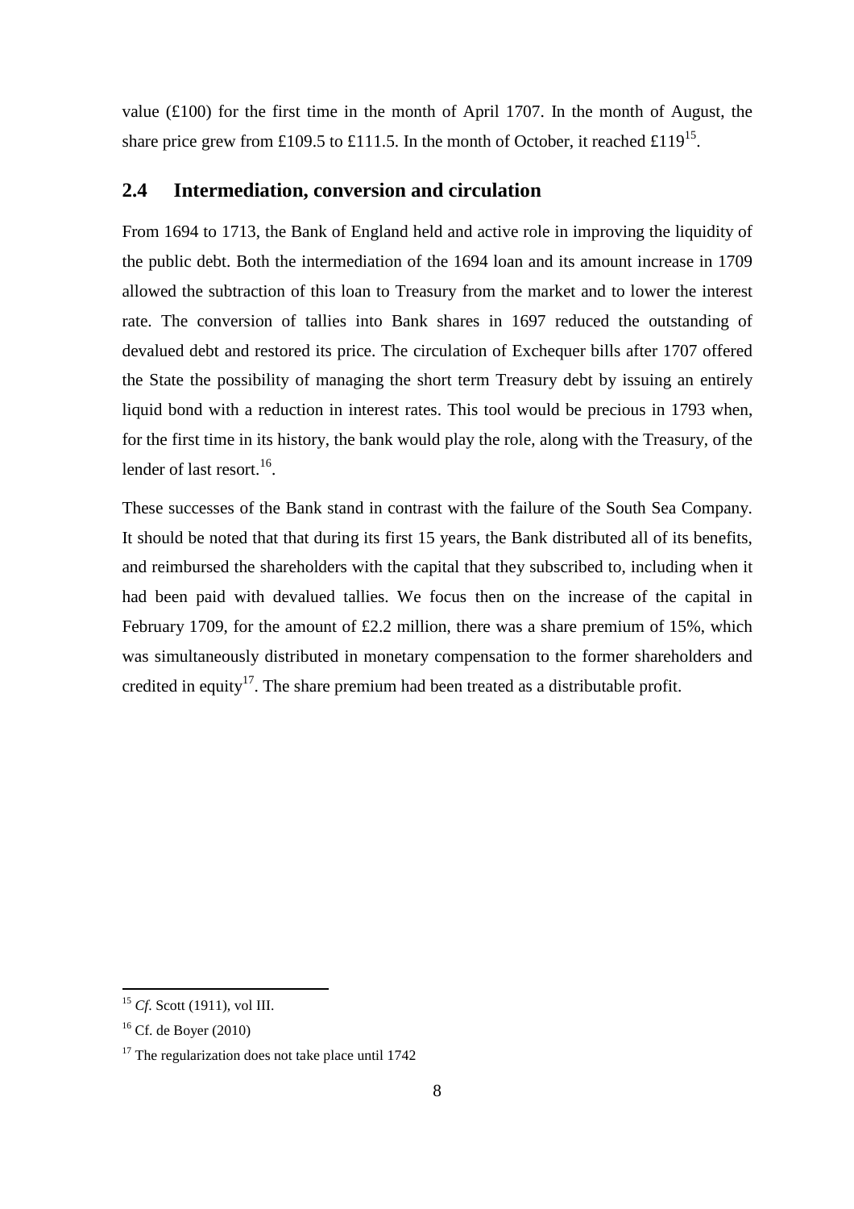value (£100) for the first time in the month of April 1707. In the month of August, the share price grew from £109.5 to £111.5. In the month of October, it reached £119[15].

## 2.4 Intermediation, conversion and circulation

From 1694 to 1713, the Bank of England held and active role in improving the liquidity of the public debt. Both the intermediation of the 1694 loan and its amount increase in 1709 allowed the subtraction of this loan to Treasury from the market and to lower the interest rate. The conversion of tallies into Bank shares in 1697 reduced the outstanding of devalued debt and restored its price. The circulation of Exchequer bills after 1707 offered the State the possibility of managing the short term Treasury debt by issuing an entirely liquid bond with a reduction in interest rates. This tool would be precious in 1793 when, for the first time in its history, the bank would play the role, along with the Treasury, of the lender of last resort.[16].

These successes of the Bank stand in contrast with the failure of the South Sea Company. It should be noted that that during its first 15 years, the Bank distributed all of its benefits, and reimbursed the shareholders with the capital that they subscribed to, including when it had been paid with devalued tallies. We focus then on the increase of the capital in February 1709, for the amount of £2.2 million, there was a share premium of 15%, which was simultaneously distributed in monetary compensation to the former shareholders and credited in equity[17]. The share premium had been treated as a distributable profit.

---

[15] *Cf.* Scott (1911), vol III.

[16] Cf. de Boyer (2010)

[17] The regularization does not take place until 1742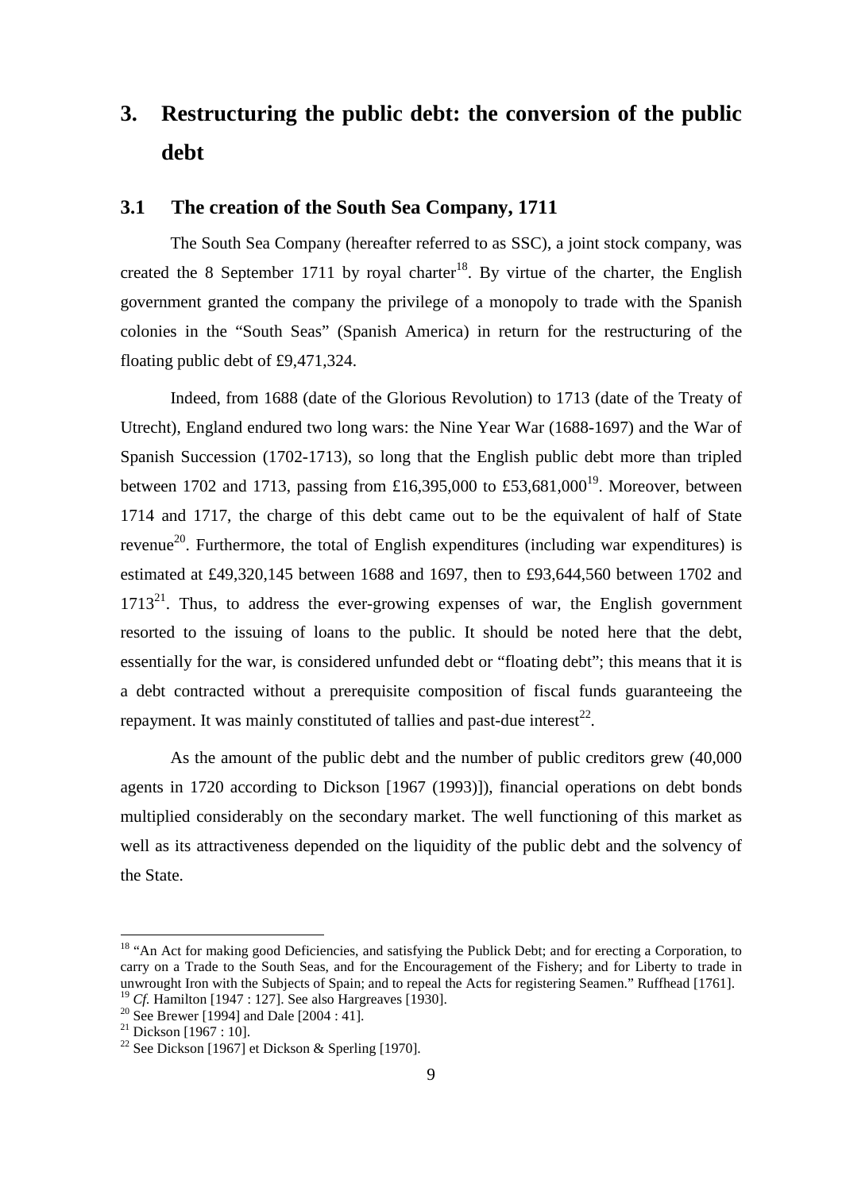# 3. Restructuring the public debt: the conversion of the public debt

## 3.1 The creation of the South Sea Company, 1711

The South Sea Company (hereafter referred to as SSC), a joint stock company, was created the 8 September 1711 by royal charter[18]. By virtue of the charter, the English government granted the company the privilege of a monopoly to trade with the Spanish colonies in the "South Seas" (Spanish America) in return for the restructuring of the floating public debt of £9,471,324.

Indeed, from 1688 (date of the Glorious Revolution) to 1713 (date of the Treaty of Utrecht), England endured two long wars: the Nine Year War (1688-1697) and the War of Spanish Succession (1702-1713), so long that the English public debt more than tripled between 1702 and 1713, passing from £16,395,000 to £53,681,000[19]. Moreover, between 1714 and 1717, the charge of this debt came out to be the equivalent of half of State revenue[20]. Furthermore, the total of English expenditures (including war expenditures) is estimated at £49,320,145 between 1688 and 1697, then to £93,644,560 between 1702 and 1713[21]. Thus, to address the ever-growing expenses of war, the English government resorted to the issuing of loans to the public. It should be noted here that the debt, essentially for the war, is considered unfunded debt or "floating debt"; this means that it is a debt contracted without a prerequisite composition of fiscal funds guaranteeing the repayment. It was mainly constituted of tallies and past-due interest[22].

As the amount of the public debt and the number of public creditors grew (40,000 agents in 1720 according to Dickson [1967 (1993)]), financial operations on debt bonds multiplied considerably on the secondary market. The well functioning of this market as well as its attractiveness depended on the liquidity of the public debt and the solvency of the State.

---

[18] "An Act for making good Deficiencies, and satisfying the Publick Debt; and for erecting a Corporation, to carry on a Trade to the South Seas, and for the Encouragement of the Fishery; and for Liberty to trade in unwrought Iron with the Subjects of Spain; and to repeal the Acts for registering Seamen." Ruffhead [1761].

[19] *Cf.* Hamilton [1947 : 127]. See also Hargreaves [1930].

[20] See Brewer [1994] and Dale [2004 : 41].

[21] Dickson [1967 : 10].

[22] See Dickson [1967] et Dickson & Sperling [1970].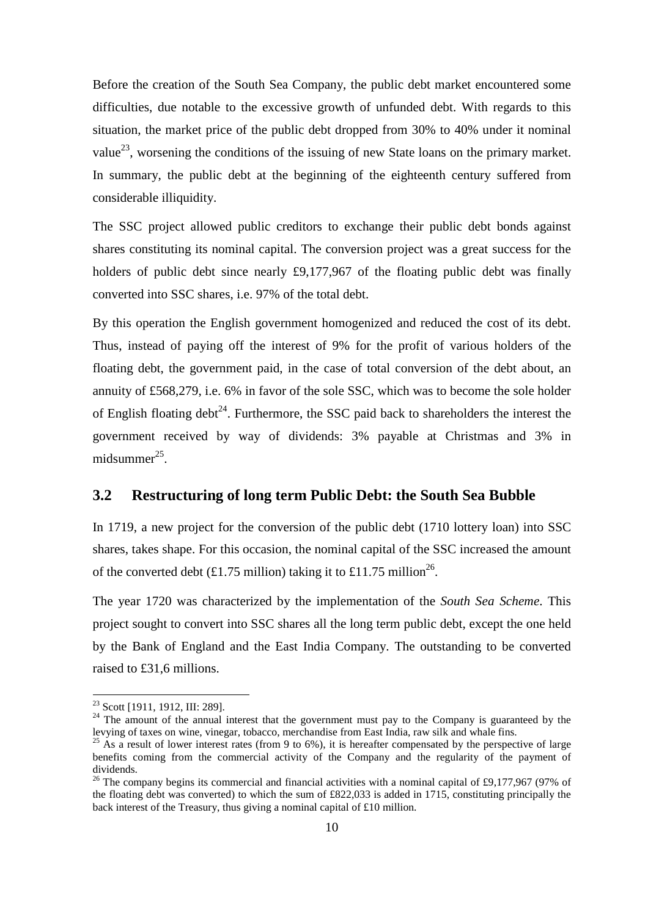Before the creation of the South Sea Company, the public debt market encountered some difficulties, due notable to the excessive growth of unfunded debt. With regards to this situation, the market price of the public debt dropped from 30% to 40% under it nominal value[23], worsening the conditions of the issuing of new State loans on the primary market. In summary, the public debt at the beginning of the eighteenth century suffered from considerable illiquidity.

The SSC project allowed public creditors to exchange their public debt bonds against shares constituting its nominal capital. The conversion project was a great success for the holders of public debt since nearly £9,177,967 of the floating public debt was finally converted into SSC shares, i.e. 97% of the total debt.

By this operation the English government homogenized and reduced the cost of its debt. Thus, instead of paying off the interest of 9% for the profit of various holders of the floating debt, the government paid, in the case of total conversion of the debt about, an annuity of £568,279, i.e. 6% in favor of the sole SSC, which was to become the sole holder of English floating debt[24]. Furthermore, the SSC paid back to shareholders the interest the government received by way of dividends: 3% payable at Christmas and 3% in midsummer[25].

## 3.2 Restructuring of long term Public Debt: the South Sea Bubble

In 1719, a new project for the conversion of the public debt (1710 lottery loan) into SSC shares, takes shape. For this occasion, the nominal capital of the SSC increased the amount of the converted debt (£1.75 million) taking it to £11.75 million[26].

The year 1720 was characterized by the implementation of the *South Sea Scheme*. This project sought to convert into SSC shares all the long term public debt, except the one held by the Bank of England and the East India Company. The outstanding to be converted raised to £31,6 millions.

---

[23] Scott [1911, 1912, III: 289].

[24] The amount of the annual interest that the government must pay to the Company is guaranteed by the levying of taxes on wine, vinegar, tobacco, merchandise from East India, raw silk and whale fins.

[25] As a result of lower interest rates (from 9 to 6%), it is hereafter compensated by the perspective of large benefits coming from the commercial activity of the Company and the regularity of the payment of dividends.

[26] The company begins its commercial and financial activities with a nominal capital of £9,177,967 (97% of the floating debt was converted) to which the sum of £822,033 is added in 1715, constituting principally the back interest of the Treasury, thus giving a nominal capital of £10 million.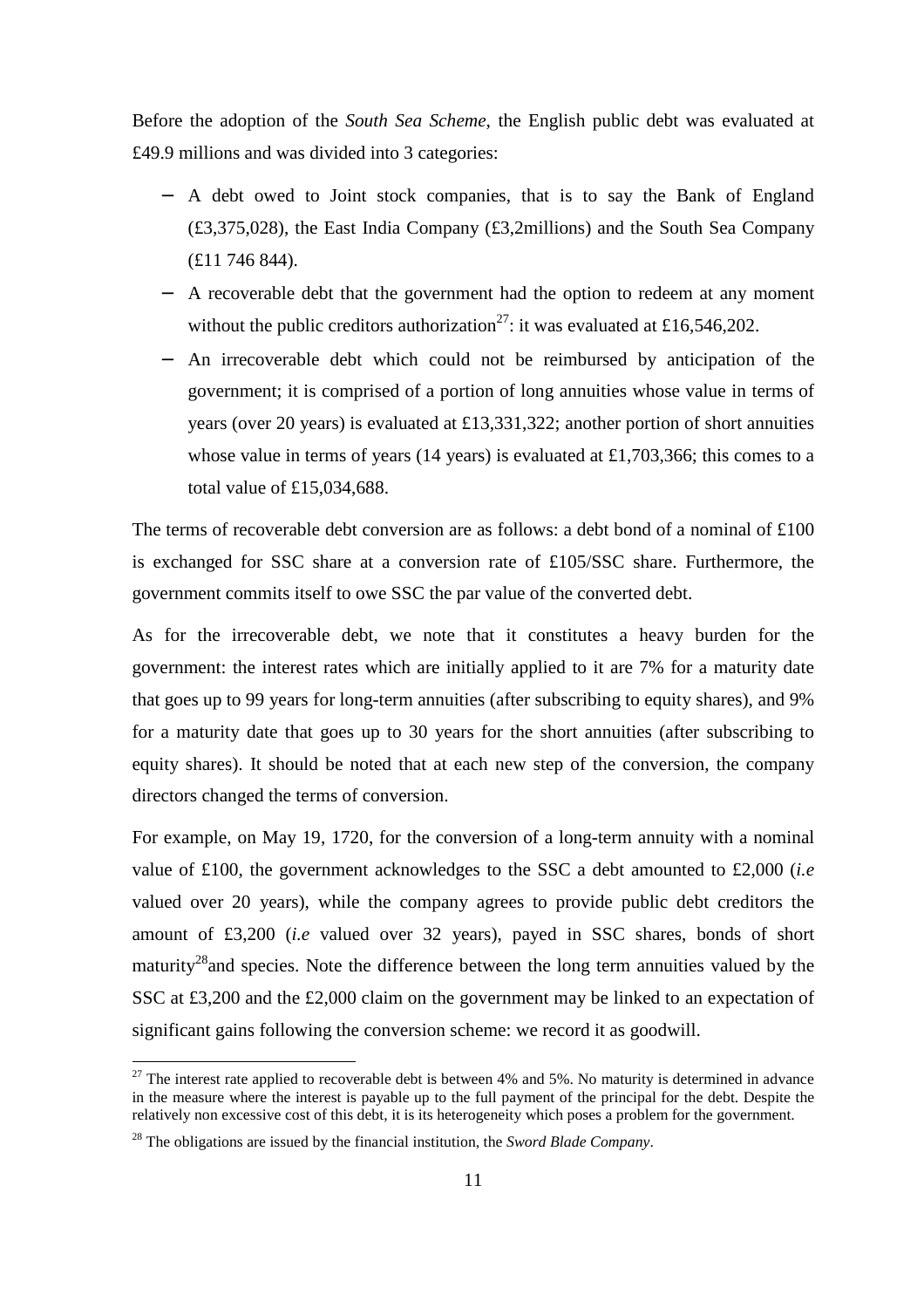Before the adoption of the *South Sea Scheme*, the English public debt was evaluated at £49.9 millions and was divided into 3 categories:

- A debt owed to Joint stock companies, that is to say the Bank of England (£3,375,028), the East India Company (£3,2millions) and the South Sea Company (£11 746 844).
- A recoverable debt that the government had the option to redeem at any moment without the public creditors authorization[27]: it was evaluated at £16,546,202.
- An irrecoverable debt which could not be reimbursed by anticipation of the government; it is comprised of a portion of long annuities whose value in terms of years (over 20 years) is evaluated at £13,331,322; another portion of short annuities whose value in terms of years (14 years) is evaluated at £1,703,366; this comes to a total value of £15,034,688.

The terms of recoverable debt conversion are as follows: a debt bond of a nominal of £100 is exchanged for SSC share at a conversion rate of £105/SSC share. Furthermore, the government commits itself to owe SSC the par value of the converted debt.

As for the irrecoverable debt, we note that it constitutes a heavy burden for the government: the interest rates which are initially applied to it are 7% for a maturity date that goes up to 99 years for long-term annuities (after subscribing to equity shares), and 9% for a maturity date that goes up to 30 years for the short annuities (after subscribing to equity shares). It should be noted that at each new step of the conversion, the company directors changed the terms of conversion.

For example, on May 19, 1720, for the conversion of a long-term annuity with a nominal value of £100, the government acknowledges to the SSC a debt amounted to £2,000 (*i.e* valued over 20 years), while the company agrees to provide public debt creditors the amount of £3,200 (*i.e* valued over 32 years), payed in SSC shares, bonds of short maturity[28]and species. Note the difference between the long term annuities valued by the SSC at £3,200 and the £2,000 claim on the government may be linked to an expectation of significant gains following the conversion scheme: we record it as goodwill.

---

[27] The interest rate applied to recoverable debt is between 4% and 5%. No maturity is determined in advance in the measure where the interest is payable up to the full payment of the principal for the debt. Despite the relatively non excessive cost of this debt, it is its heterogeneity which poses a problem for the government.

[28] The obligations are issued by the financial institution, the *Sword Blade Company*.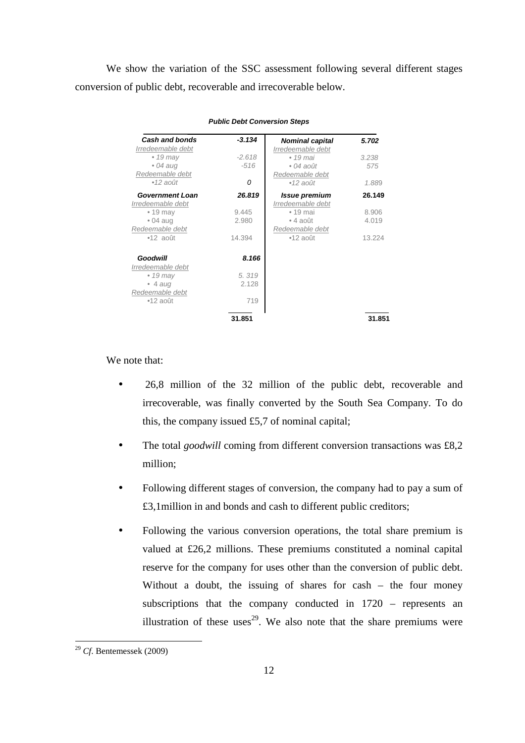We show the variation of the SSC assessment following several different stages conversion of public debt, recoverable and irrecoverable below.

***Public Debt Conversion Steps***

| | | | |
|---|---|---|---|
| ***Cash and bonds*** | ***-3.134*** | ***Nominal capital*** | ***5.702*** |
| *Irredeemable debt* | | *Irredeemable debt* | |
| *• 19 may* | *-2.618* | *• 19 mai* | *3.238* |
| *• 04 aug* | *-516* | *• 04 août* | *575* |
| *Redeemable debt* | | *Redeemable debt* | |
| *•12 août* | *0* | *•12 août* | *1.889* |
| ***Government Loan*** | ***26.819*** | ***Issue premium*** | **26.149** |
| *Irredeemable debt* | | *Irredeemable debt* | |
| • 19 may | 9.445 | • 19 mai | 8.906 |
| • 04 aug | 2.980 | • 4 août | 4.019 |
| *Redeemable debt* | | *Redeemable debt* | |
| •12 août | 14.394 | •12 août | 13.224 |
| ***Goodwill*** | ***8.166*** | | |
| *Irredeemable debt* | | | |
| *• 19 may* | *5. 319* | | |
| *• 4 aug* | 2.128 | | |
| *Redeemable debt* | | | |
| •12 août | 719 | | |
| | **31.851** | | **31.851** |

We note that:

- 26,8 million of the 32 million of the public debt, recoverable and irrecoverable, was finally converted by the South Sea Company. To do this, the company issued £5,7 of nominal capital;
- The total *goodwill* coming from different conversion transactions was £8,2 million;
- Following different stages of conversion, the company had to pay a sum of £3,1million in and bonds and cash to different public creditors;
- Following the various conversion operations, the total share premium is valued at £26,2 millions. These premiums constituted a nominal capital reserve for the company for uses other than the conversion of public debt. Without a doubt, the issuing of shares for cash – the four money subscriptions that the company conducted in 1720 – represents an illustration of these uses[29]. We also note that the share premiums were

[29] *Cf*. Bentemessek (2009)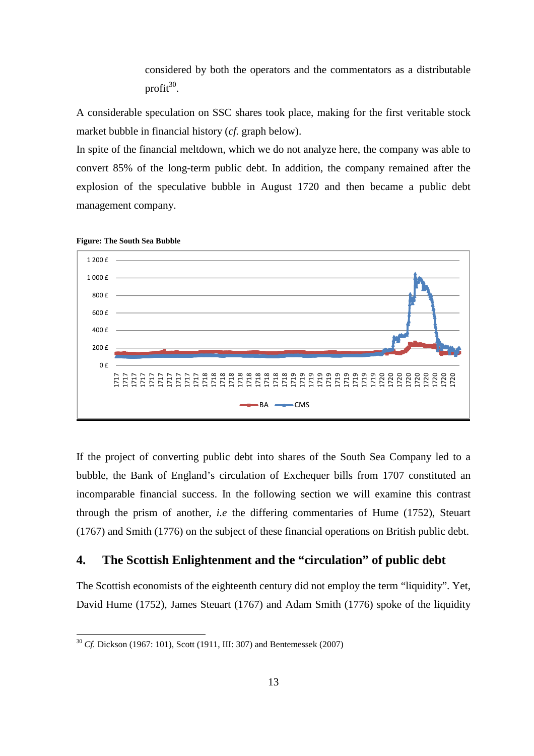considered by both the operators and the commentators as a distributable profit[30].

A considerable speculation on SSC shares took place, making for the first veritable stock market bubble in financial history (*cf.* graph below).

In spite of the financial meltdown, which we do not analyze here, the company was able to convert 85% of the long-term public debt. In addition, the company remained after the explosion of the speculative bubble in August 1720 and then became a public debt management company.

**Figure: The South Sea Bubble**

If the project of converting public debt into shares of the South Sea Company led to a bubble, the Bank of England's circulation of Exchequer bills from 1707 constituted an incomparable financial success. In the following section we will examine this contrast through the prism of another, *i.e* the differing commentaries of Hume (1752), Steuart (1767) and Smith (1776) on the subject of these financial operations on British public debt.

## 4. The Scottish Enlightenment and the "circulation" of public debt

The Scottish economists of the eighteenth century did not employ the term "liquidity". Yet, David Hume (1752), James Steuart (1767) and Adam Smith (1776) spoke of the liquidity

[30] *Cf.* Dickson (1967: 101), Scott (1911, III: 307) and Bentemessek (2007)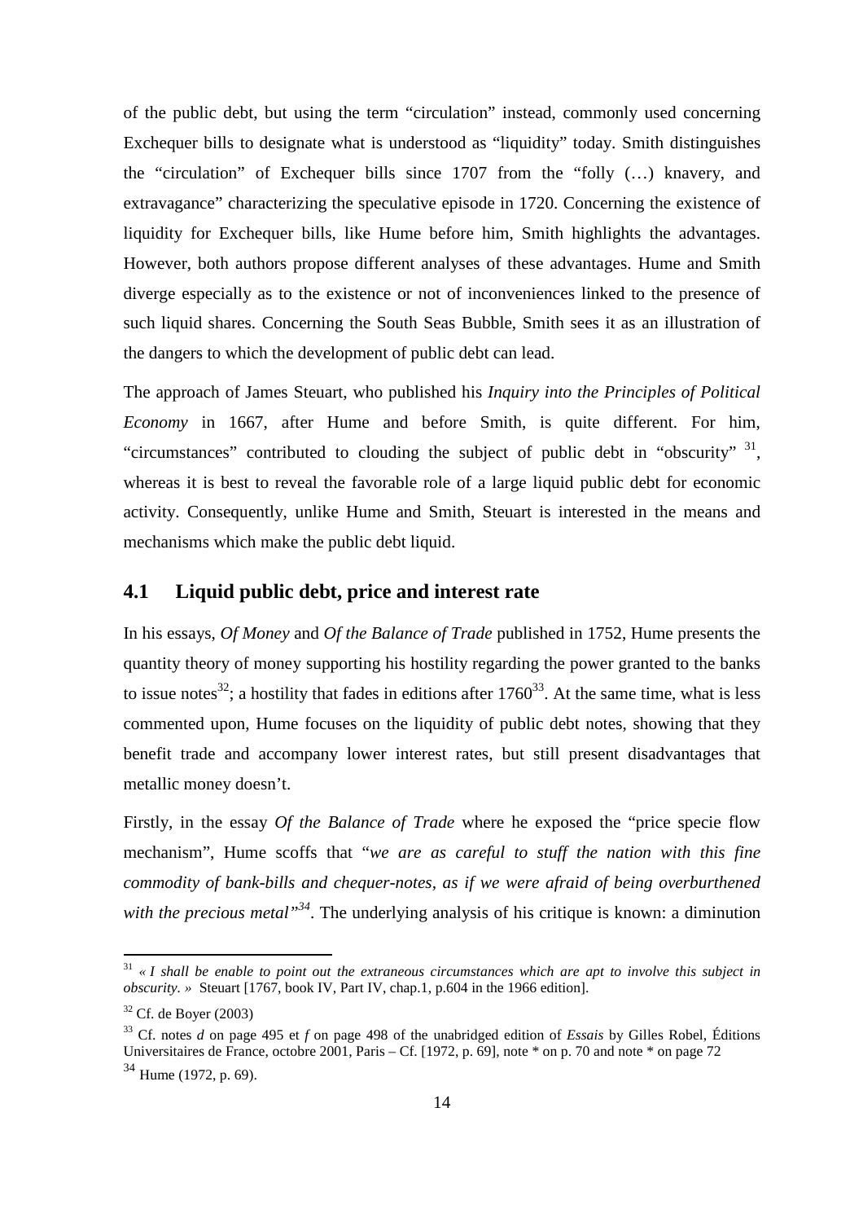of the public debt, but using the term "circulation" instead, commonly used concerning Exchequer bills to designate what is understood as "liquidity" today. Smith distinguishes the "circulation" of Exchequer bills since 1707 from the "folly (…) knavery, and extravagance" characterizing the speculative episode in 1720. Concerning the existence of liquidity for Exchequer bills, like Hume before him, Smith highlights the advantages. However, both authors propose different analyses of these advantages. Hume and Smith diverge especially as to the existence or not of inconveniences linked to the presence of such liquid shares. Concerning the South Seas Bubble, Smith sees it as an illustration of the dangers to which the development of public debt can lead.

The approach of James Steuart, who published his *Inquiry into the Principles of Political Economy* in 1667, after Hume and before Smith, is quite different. For him, "circumstances" contributed to clouding the subject of public debt in "obscurity" [31], whereas it is best to reveal the favorable role of a large liquid public debt for economic activity. Consequently, unlike Hume and Smith, Steuart is interested in the means and mechanisms which make the public debt liquid.

## 4.1 Liquid public debt, price and interest rate

In his essays, *Of Money* and *Of the Balance of Trade* published in 1752, Hume presents the quantity theory of money supporting his hostility regarding the power granted to the banks to issue notes[32]; a hostility that fades in editions after 1760[33]. At the same time, what is less commented upon, Hume focuses on the liquidity of public debt notes, showing that they benefit trade and accompany lower interest rates, but still present disadvantages that metallic money doesn't.

Firstly, in the essay *Of the Balance of Trade* where he exposed the "price specie flow mechanism", Hume scoffs that "*we are as careful to stuff the nation with this fine commodity of bank-bills and chequer-notes, as if we were afraid of being overburthened with the precious metal*"[34]. The underlying analysis of his critique is known: a diminution

---

[31] *« I shall be enable to point out the extraneous circumstances which are apt to involve this subject in obscurity. »* Steuart [1767, book IV, Part IV, chap.1, p.604 in the 1966 edition].

[32] Cf. de Boyer (2003)

[33] Cf. notes *d* on page 495 et *f* on page 498 of the unabridged edition of *Essais* by Gilles Robel, Éditions Universitaires de France, octobre 2001, Paris – Cf. [1972, p. 69], note * on p. 70 and note * on page 72

[34] Hume (1972, p. 69).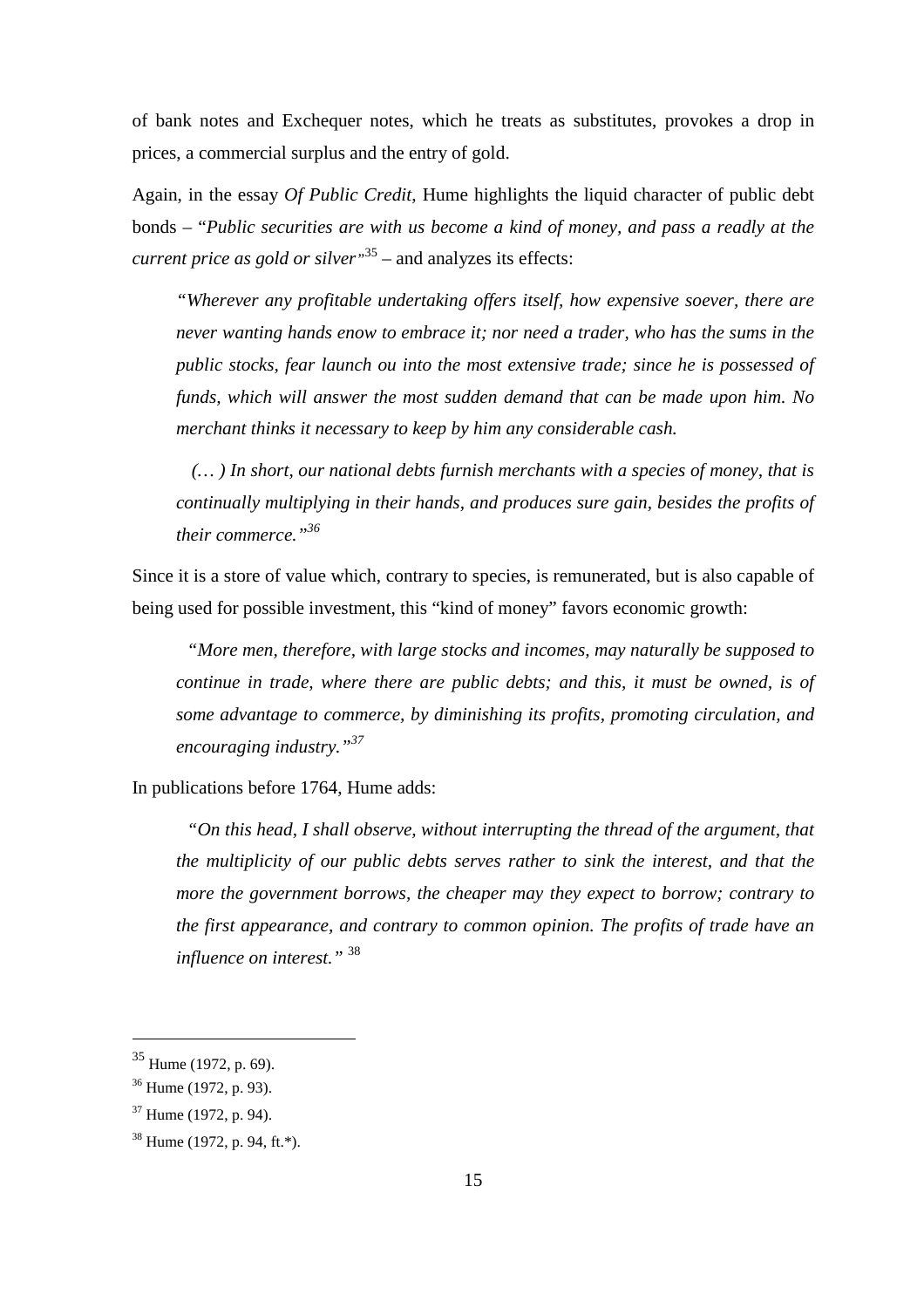of bank notes and Exchequer notes, which he treats as substitutes, provokes a drop in prices, a commercial surplus and the entry of gold.

Again, in the essay *Of Public Credit*, Hume highlights the liquid character of public debt bonds – "*Public securities are with us become a kind of money, and pass a readly at the current price as gold or silver*"[35] – and analyzes its effects:

> *"Wherever any profitable undertaking offers itself, how expensive soever, there are never wanting hands enow to embrace it; nor need a trader, who has the sums in the public stocks, fear launch ou into the most extensive trade; since he is possessed of funds, which will answer the most sudden demand that can be made upon him. No merchant thinks it necessary to keep by him any considerable cash.*
>
> *(… ) In short, our national debts furnish merchants with a species of money, that is continually multiplying in their hands, and produces sure gain, besides the profits of their commerce."*[36]

Since it is a store of value which, contrary to species, is remunerated, but is also capable of being used for possible investment, this "kind of money" favors economic growth:

> "*More men, therefore, with large stocks and incomes, may naturally be supposed to continue in trade, where there are public debts; and this, it must be owned, is of some advantage to commerce, by diminishing its profits, promoting circulation, and encouraging industry."*[37]

In publications before 1764, Hume adds:

> "*On this head, I shall observe, without interrupting the thread of the argument, that the multiplicity of our public debts serves rather to sink the interest, and that the more the government borrows, the cheaper may they expect to borrow; contrary to the first appearance, and contrary to common opinion. The profits of trade have an influence on interest."* [38]

---

[35] Hume (1972, p. 69).

[36] Hume (1972, p. 93).

[37] Hume (1972, p. 94).

[38] Hume (1972, p. 94, ft.*).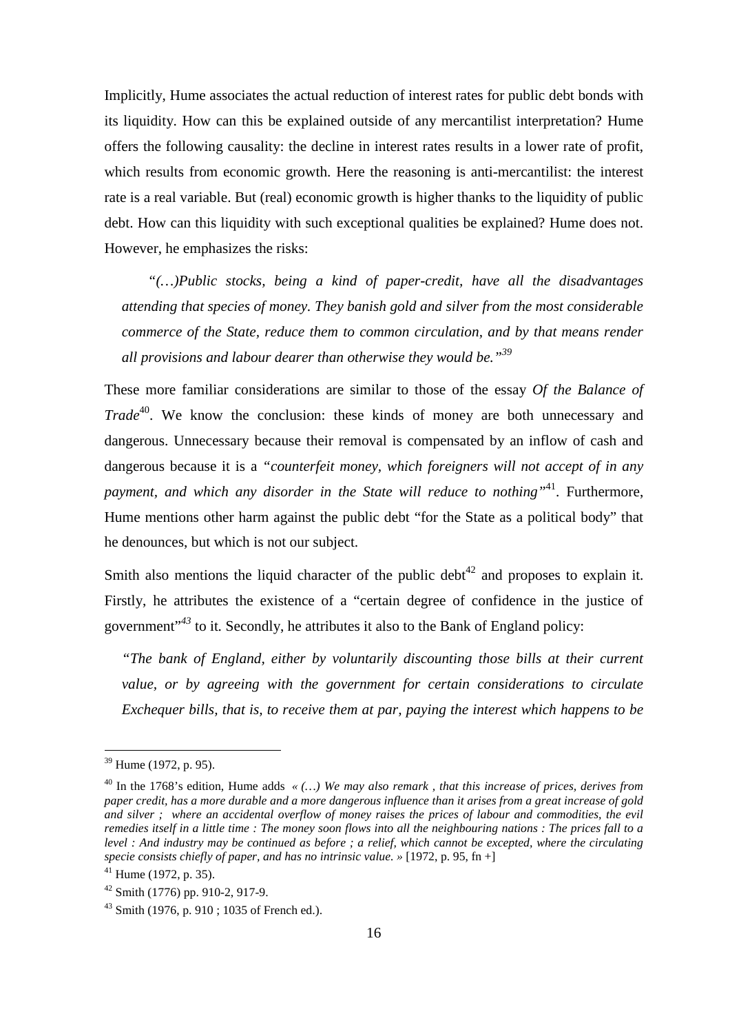Implicitly, Hume associates the actual reduction of interest rates for public debt bonds with its liquidity. How can this be explained outside of any mercantilist interpretation? Hume offers the following causality: the decline in interest rates results in a lower rate of profit, which results from economic growth. Here the reasoning is anti-mercantilist: the interest rate is a real variable. But (real) economic growth is higher thanks to the liquidity of public debt. How can this liquidity with such exceptional qualities be explained? Hume does not. However, he emphasizes the risks:

> *"(…)Public stocks, being a kind of paper-credit, have all the disadvantages attending that species of money. They banish gold and silver from the most considerable commerce of the State, reduce them to common circulation, and by that means render all provisions and labour dearer than otherwise they would be."*[39]

These more familiar considerations are similar to those of the essay *Of the Balance of Trade*[40]. We know the conclusion: these kinds of money are both unnecessary and dangerous. Unnecessary because their removal is compensated by an inflow of cash and dangerous because it is a *"counterfeit money, which foreigners will not accept of in any payment, and which any disorder in the State will reduce to nothing"*[41]. Furthermore, Hume mentions other harm against the public debt "for the State as a political body" that he denounces, but which is not our subject.

Smith also mentions the liquid character of the public debt[42] and proposes to explain it. Firstly, he attributes the existence of a "certain degree of confidence in the justice of government"[43] to it. Secondly, he attributes it also to the Bank of England policy:

> *"The bank of England, either by voluntarily discounting those bills at their current value, or by agreeing with the government for certain considerations to circulate Exchequer bills, that is, to receive them at par, paying the interest which happens to be*

---

[39] Hume (1972, p. 95).

[40] In the 1768's edition, Hume adds *« (…) We may also remark , that this increase of prices, derives from paper credit, has a more durable and a more dangerous influence than it arises from a great increase of gold and silver ; where an accidental overflow of money raises the prices of labour and commodities, the evil remedies itself in a little time : The money soon flows into all the neighbouring nations : The prices fall to a level : And industry may be continued as before ; a relief, which cannot be excepted, where the circulating specie consists chiefly of paper, and has no intrinsic value. »* [1972, p. 95, fn +]

[41] Hume (1972, p. 35).

[42] Smith (1776) pp. 910-2, 917-9.

[43] Smith (1976, p. 910 ; 1035 of French ed.).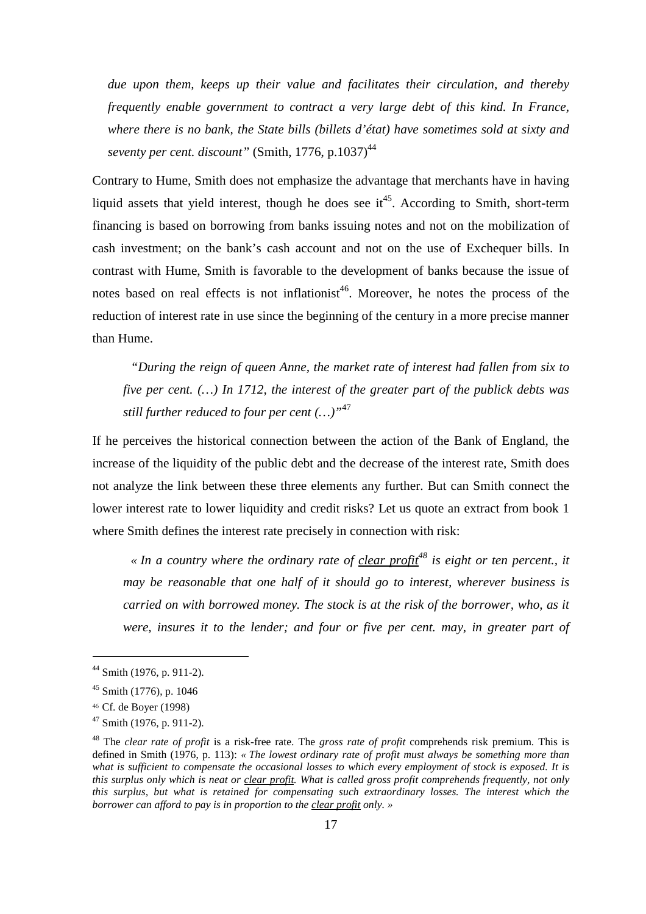*due upon them, keeps up their value and facilitates their circulation, and thereby frequently enable government to contract a very large debt of this kind. In France, where there is no bank, the State bills (billets d'état) have sometimes sold at sixty and seventy per cent. discount"* (Smith, 1776, p.1037)[44]

Contrary to Hume, Smith does not emphasize the advantage that merchants have in having liquid assets that yield interest, though he does see it[45]. According to Smith, short-term financing is based on borrowing from banks issuing notes and not on the mobilization of cash investment; on the bank's cash account and not on the use of Exchequer bills. In contrast with Hume, Smith is favorable to the development of banks because the issue of notes based on real effects is not inflationist[46]. Moreover, he notes the process of the reduction of interest rate in use since the beginning of the century in a more precise manner than Hume.

> *"During the reign of queen Anne, the market rate of interest had fallen from six to five per cent. (…) In 1712, the interest of the greater part of the publick debts was still further reduced to four per cent (…)"*[47]

If he perceives the historical connection between the action of the Bank of England, the increase of the liquidity of the public debt and the decrease of the interest rate, Smith does not analyze the link between these three elements any further. But can Smith connect the lower interest rate to lower liquidity and credit risks? Let us quote an extract from book 1 where Smith defines the interest rate precisely in connection with risk:

> *« In a country where the ordinary rate of <u>clear profit</u>[48] is eight or ten percent., it may be reasonable that one half of it should go to interest, wherever business is carried on with borrowed money. The stock is at the risk of the borrower, who, as it were, insures it to the lender; and four or five per cent. may, in greater part of*

---

[44] Smith (1976, p. 911-2).

[45] Smith (1776), p. 1046

[46] Cf. de Boyer (1998)

[47] Smith (1976, p. 911-2).

[48] The *clear rate of profit* is a risk-free rate. The *gross rate of profit* comprehends risk premium. This is defined in Smith (1976, p. 113): *« The lowest ordinary rate of profit must always be something more than what is sufficient to compensate the occasional losses to which every employment of stock is exposed. It is this surplus only which is neat or <u>clear profit</u>. What is called gross profit comprehends frequently, not only this surplus, but what is retained for compensating such extraordinary losses. The interest which the borrower can afford to pay is in proportion to the <u>clear profit</u> only. »*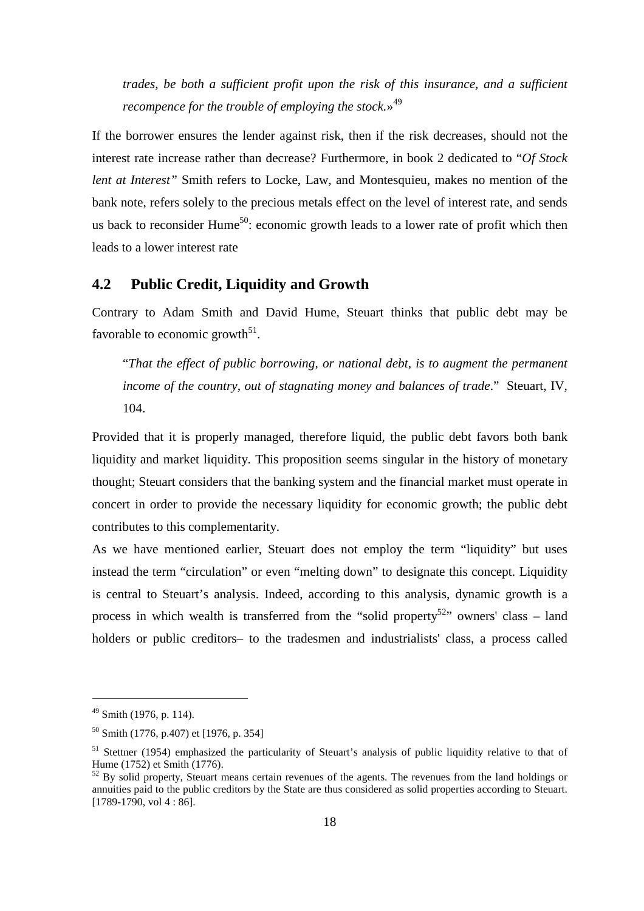*trades, be both a sufficient profit upon the risk of this insurance, and a sufficient recompence for the trouble of employing the stock.*»[49]

If the borrower ensures the lender against risk, then if the risk decreases, should not the interest rate increase rather than decrease? Furthermore, in book 2 dedicated to "*Of Stock lent at Interest"* Smith refers to Locke, Law, and Montesquieu, makes no mention of the bank note, refers solely to the precious metals effect on the level of interest rate, and sends us back to reconsider Hume[50]: economic growth leads to a lower rate of profit which then leads to a lower interest rate

## 4.2 Public Credit, Liquidity and Growth

Contrary to Adam Smith and David Hume, Steuart thinks that public debt may be favorable to economic growth[51].

> "*That the effect of public borrowing, or national debt, is to augment the permanent income of the country, out of stagnating money and balances of trade*." Steuart, IV, 104.

Provided that it is properly managed, therefore liquid, the public debt favors both bank liquidity and market liquidity. This proposition seems singular in the history of monetary thought; Steuart considers that the banking system and the financial market must operate in concert in order to provide the necessary liquidity for economic growth; the public debt contributes to this complementarity.

As we have mentioned earlier, Steuart does not employ the term "liquidity" but uses instead the term "circulation" or even "melting down" to designate this concept. Liquidity is central to Steuart's analysis. Indeed, according to this analysis, dynamic growth is a process in which wealth is transferred from the "solid property[52]" owners' class – land holders or public creditors– to the tradesmen and industrialists' class, a process called

---

[49] Smith (1976, p. 114).

[50] Smith (1776, p.407) et [1976, p. 354]

[51] Stettner (1954) emphasized the particularity of Steuart's analysis of public liquidity relative to that of Hume (1752) et Smith (1776).

[52] By solid property, Steuart means certain revenues of the agents. The revenues from the land holdings or annuities paid to the public creditors by the State are thus considered as solid properties according to Steuart. [1789-1790, vol 4 : 86].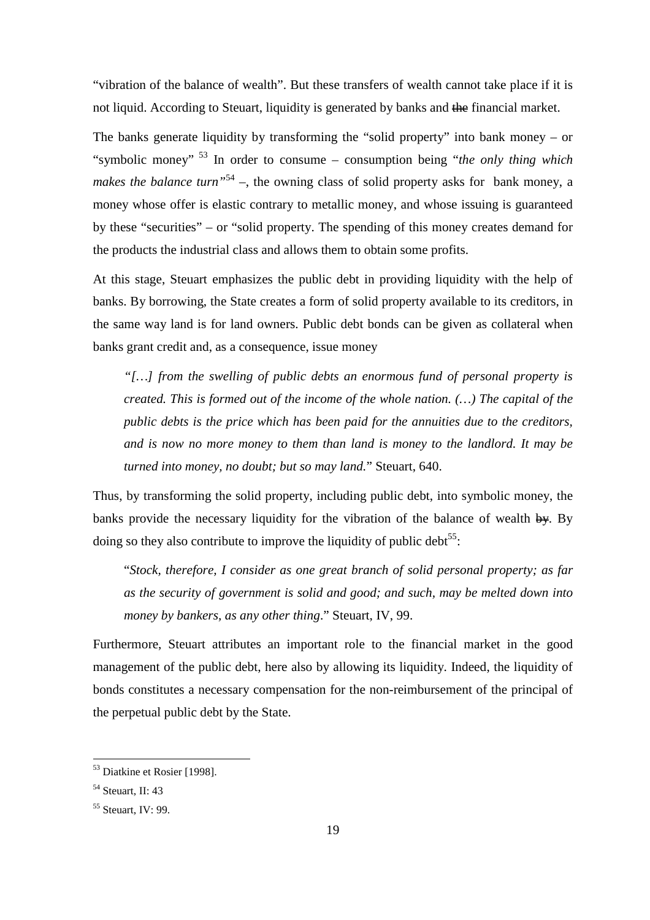"vibration of the balance of wealth". But these transfers of wealth cannot take place if it is not liquid. According to Steuart, liquidity is generated by banks and ~~the~~ financial market.

The banks generate liquidity by transforming the "solid property" into bank money – or "symbolic money" [53] In order to consume – consumption being "*the only thing which makes the balance turn"*[54] –, the owning class of solid property asks for bank money, a money whose offer is elastic contrary to metallic money, and whose issuing is guaranteed by these "securities" – or "solid property. The spending of this money creates demand for the products the industrial class and allows them to obtain some profits.

At this stage, Steuart emphasizes the public debt in providing liquidity with the help of banks. By borrowing, the State creates a form of solid property available to its creditors, in the same way land is for land owners. Public debt bonds can be given as collateral when banks grant credit and, as a consequence, issue money

> *"[…] from the swelling of public debts an enormous fund of personal property is created. This is formed out of the income of the whole nation. (…) The capital of the public debts is the price which has been paid for the annuities due to the creditors, and is now no more money to them than land is money to the landlord. It may be turned into money, no doubt; but so may land.*" Steuart, 640.

Thus, by transforming the solid property, including public debt, into symbolic money, the banks provide the necessary liquidity for the vibration of the balance of wealth ~~by~~. By doing so they also contribute to improve the liquidity of public debt[55]:

> "*Stock, therefore, I consider as one great branch of solid personal property; as far as the security of government is solid and good; and such, may be melted down into money by bankers, as any other thing*." Steuart, IV, 99.

Furthermore, Steuart attributes an important role to the financial market in the good management of the public debt, here also by allowing its liquidity. Indeed, the liquidity of bonds constitutes a necessary compensation for the non-reimbursement of the principal of the perpetual public debt by the State.

---

[53] Diatkine et Rosier [1998].

[54] Steuart, II: 43

[55] Steuart, IV: 99.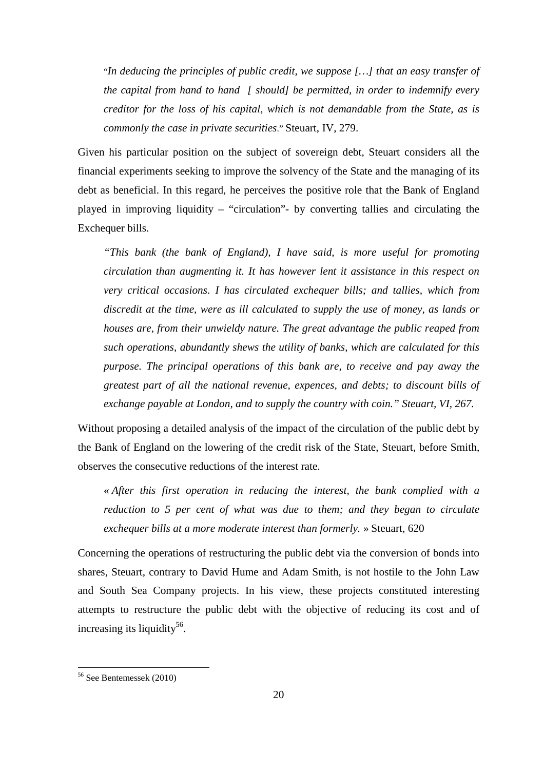> "*In deducing the principles of public credit, we suppose […] that an easy transfer of the capital from hand to hand [ should] be permitted, in order to indemnify every creditor for the loss of his capital, which is not demandable from the State, as is commonly the case in private securities*." Steuart, IV, 279.

Given his particular position on the subject of sovereign debt, Steuart considers all the financial experiments seeking to improve the solvency of the State and the managing of its debt as beneficial. In this regard, he perceives the positive role that the Bank of England played in improving liquidity – "circulation"- by converting tallies and circulating the Exchequer bills.

> *"This bank (the bank of England), I have said, is more useful for promoting circulation than augmenting it. It has however lent it assistance in this respect on very critical occasions. I has circulated exchequer bills; and tallies, which from discredit at the time, were as ill calculated to supply the use of money, as lands or houses are, from their unwieldy nature. The great advantage the public reaped from such operations, abundantly shews the utility of banks, which are calculated for this purpose. The principal operations of this bank are, to receive and pay away the greatest part of all the national revenue, expences, and debts; to discount bills of exchange payable at London, and to supply the country with coin." Steuart, VI, 267.*

Without proposing a detailed analysis of the impact of the circulation of the public debt by the Bank of England on the lowering of the credit risk of the State, Steuart, before Smith, observes the consecutive reductions of the interest rate.

> « *After this first operation in reducing the interest, the bank complied with a reduction to 5 per cent of what was due to them; and they began to circulate exchequer bills at a more moderate interest than formerly.* » Steuart, 620

Concerning the operations of restructuring the public debt via the conversion of bonds into shares, Steuart, contrary to David Hume and Adam Smith, is not hostile to the John Law and South Sea Company projects. In his view, these projects constituted interesting attempts to restructure the public debt with the objective of reducing its cost and of increasing its liquidity[56].

---

[56] See Bentemessek (2010)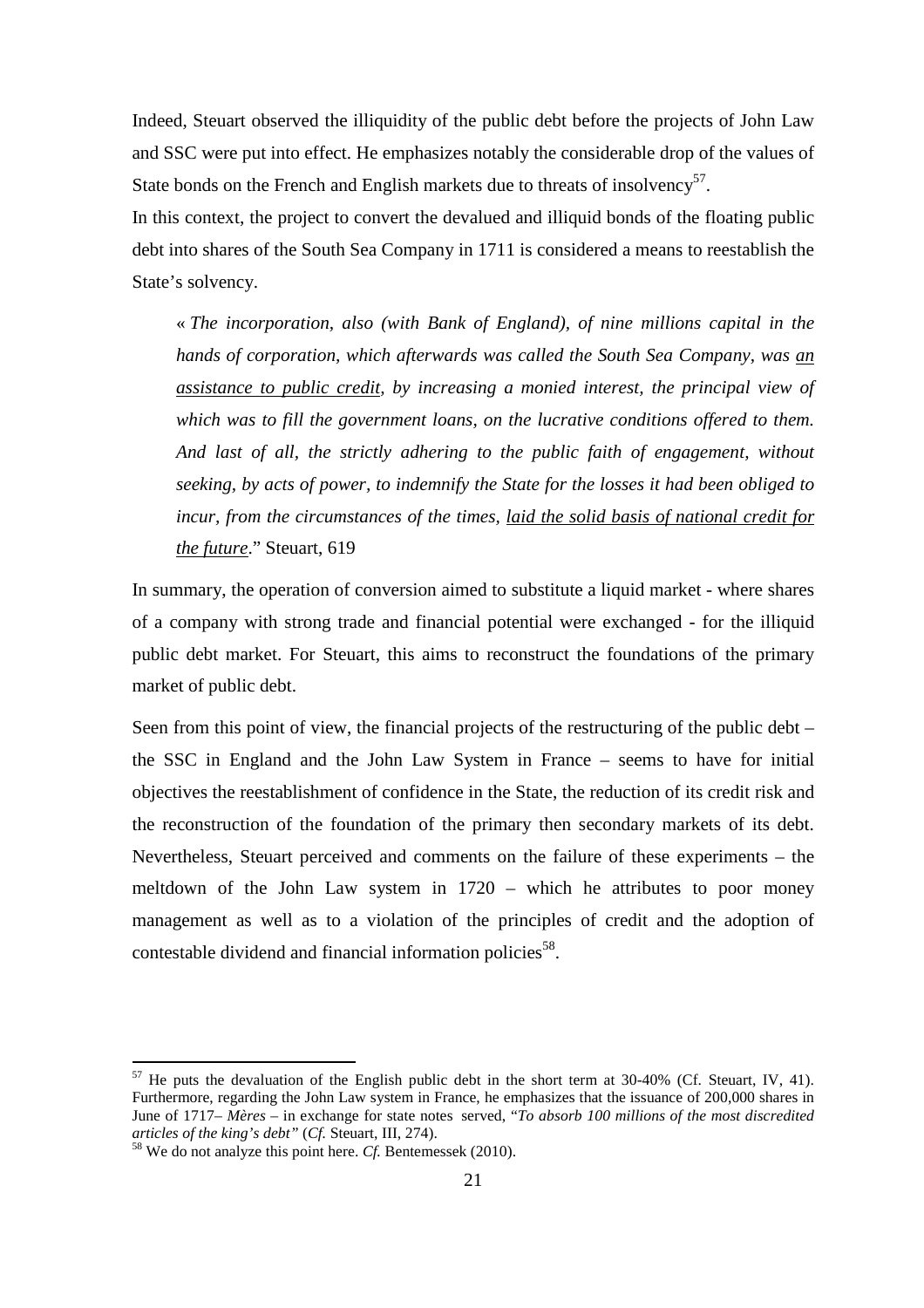Indeed, Steuart observed the illiquidity of the public debt before the projects of John Law and SSC were put into effect. He emphasizes notably the considerable drop of the values of State bonds on the French and English markets due to threats of insolvency[57].

In this context, the project to convert the devalued and illiquid bonds of the floating public debt into shares of the South Sea Company in 1711 is considered a means to reestablish the State's solvency.

> « *The incorporation, also (with Bank of England), of nine millions capital in the hands of corporation, which afterwards was called the South Sea Company, was <u>an assistance to public credit</u>, by increasing a monied interest, the principal view of which was to fill the government loans, on the lucrative conditions offered to them. And last of all, the strictly adhering to the public faith of engagement, without seeking, by acts of power, to indemnify the State for the losses it had been obliged to incur, from the circumstances of the times, <u>laid the solid basis of national credit for the future</u>.*" Steuart, 619

In summary, the operation of conversion aimed to substitute a liquid market - where shares of a company with strong trade and financial potential were exchanged - for the illiquid public debt market. For Steuart, this aims to reconstruct the foundations of the primary market of public debt.

Seen from this point of view, the financial projects of the restructuring of the public debt – the SSC in England and the John Law System in France – seems to have for initial objectives the reestablishment of confidence in the State, the reduction of its credit risk and the reconstruction of the foundation of the primary then secondary markets of its debt. Nevertheless, Steuart perceived and comments on the failure of these experiments – the meltdown of the John Law system in 1720 – which he attributes to poor money management as well as to a violation of the principles of credit and the adoption of contestable dividend and financial information policies[58].

---

[57] He puts the devaluation of the English public debt in the short term at 30-40% (Cf. Steuart, IV, 41). Furthermore, regarding the John Law system in France, he emphasizes that the issuance of 200,000 shares in June of 1717– *Mères* – in exchange for state notes served, "*To absorb 100 millions of the most discredited articles of the king's debt"* (*Cf.* Steuart, III, 274).

[58] We do not analyze this point here. *Cf.* Bentemessek (2010).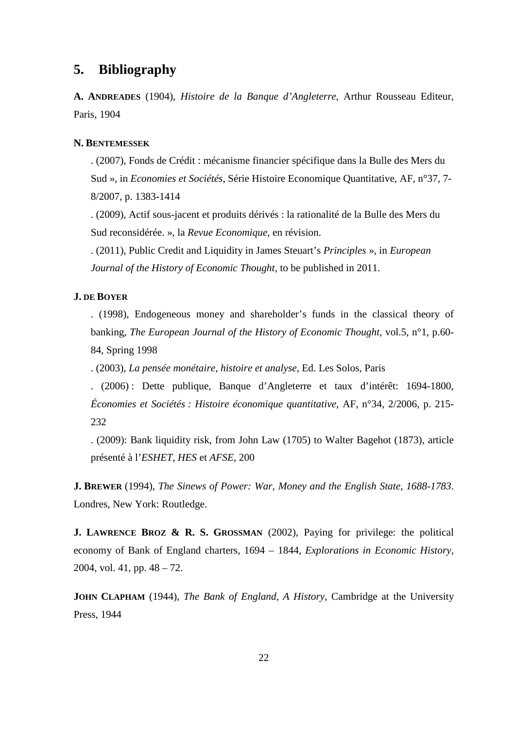## 5. Bibliography

**A. Andreades** (1904), *Histoire de la Banque d'Angleterre*, Arthur Rousseau Editeur, Paris, 1904

**N. Bentemessek**

. (2007), Fonds de Crédit : mécanisme financier spécifique dans la Bulle des Mers du Sud », in *Economies et Sociétés*, Série Histoire Economique Quantitative, AF, n°37, 7-8/2007, p. 1383-1414

. (2009), Actif sous-jacent et produits dérivés : la rationalité de la Bulle des Mers du Sud reconsidérée. », la *Revue Economique*, en révision.

. (2011), Public Credit and Liquidity in James Steuart's *Principles* », in *European Journal of the History of Economic Thought*, to be published in 2011.

**J. de Boyer**

. (1998), Endogeneous money and shareholder's funds in the classical theory of banking, *The European Journal of the History of Economic Thought*, vol.5, n°1, p.60-84, Spring 1998

. (2003), *La pensée monétaire, histoire et analyse*, Ed. Les Solos, Paris

. (2006) : Dette publique, Banque d'Angleterre et taux d'intérêt: 1694-1800, *Économies et Sociétés : Histoire économique quantitative*, AF, n°34, 2/2006, p. 215-232

. (2009): Bank liquidity risk, from John Law (1705) to Walter Bagehot (1873), article présenté à l'*ESHET*, *HES* et *AFSE*, 200

**J. Brewer** (1994), *The Sinews of Power: War, Money and the English State, 1688-1783*. Londres, New York: Routledge.

**J. Lawrence Broz & R. S. Grossman** (2002), Paying for privilege: the political economy of Bank of England charters, 1694 – 1844, *Explorations in Economic History*, 2004, vol. 41, pp. 48 – 72.

**John Clapham** (1944), *The Bank of England, A History*, Cambridge at the University Press, 1944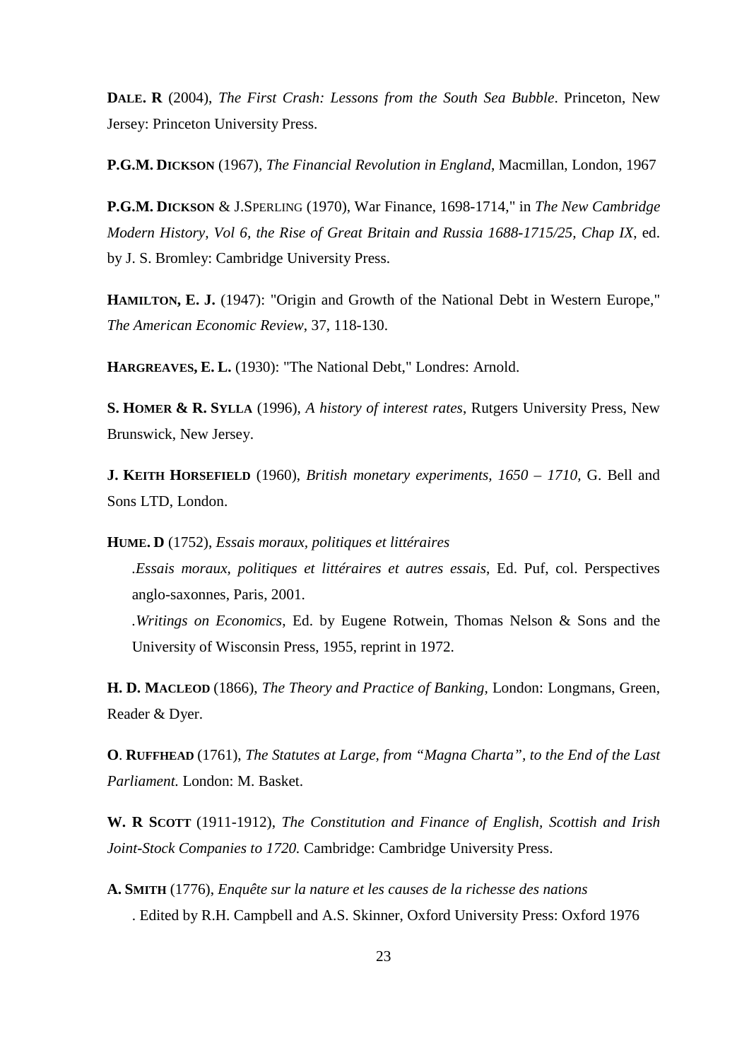**DALE. R** (2004), *The First Crash: Lessons from the South Sea Bubble*. Princeton, New Jersey: Princeton University Press.

**P.G.M. DICKSON** (1967), *The Financial Revolution in England*, Macmillan, London, 1967

**P.G.M. DICKSON** & J.SPERLING (1970), War Finance, 1698-1714," in *The New Cambridge Modern History, Vol 6, the Rise of Great Britain and Russia 1688-1715/25, Chap IX,* ed. by J. S. Bromley: Cambridge University Press.

**HAMILTON, E. J.** (1947): "Origin and Growth of the National Debt in Western Europe," *The American Economic Review*, 37, 118-130.

**HARGREAVES, E. L.** (1930): "The National Debt," Londres: Arnold.

**S. HOMER & R. SYLLA** (1996), *A history of interest rates*, Rutgers University Press, New Brunswick, New Jersey.

**J. KEITH HORSEFIELD** (1960), *British monetary experiments, 1650 – 1710,* G. Bell and Sons LTD, London.

**HUME. D** (1752), *Essais moraux, politiques et littéraires*

.*Essais moraux, politiques et littéraires et autres essais*, Ed. Puf, col. Perspectives anglo-saxonnes, Paris, 2001.

.*Writings on Economics*, Ed. by Eugene Rotwein, Thomas Nelson & Sons and the University of Wisconsin Press, 1955, reprint in 1972.

**H. D. MACLEOD** (1866), *The Theory and Practice of Banking,* London: Longmans, Green, Reader & Dyer.

**O**. **RUFFHEAD** (1761), *The Statutes at Large, from "Magna Charta", to the End of the Last Parliament.* London: M. Basket.

**W. R SCOTT** (1911-1912), *The Constitution and Finance of English, Scottish and Irish Joint-Stock Companies to 1720.* Cambridge: Cambridge University Press.

**A. SMITH** (1776), *Enquête sur la nature et les causes de la richesse des nations*

. Edited by R.H. Campbell and A.S. Skinner, Oxford University Press: Oxford 1976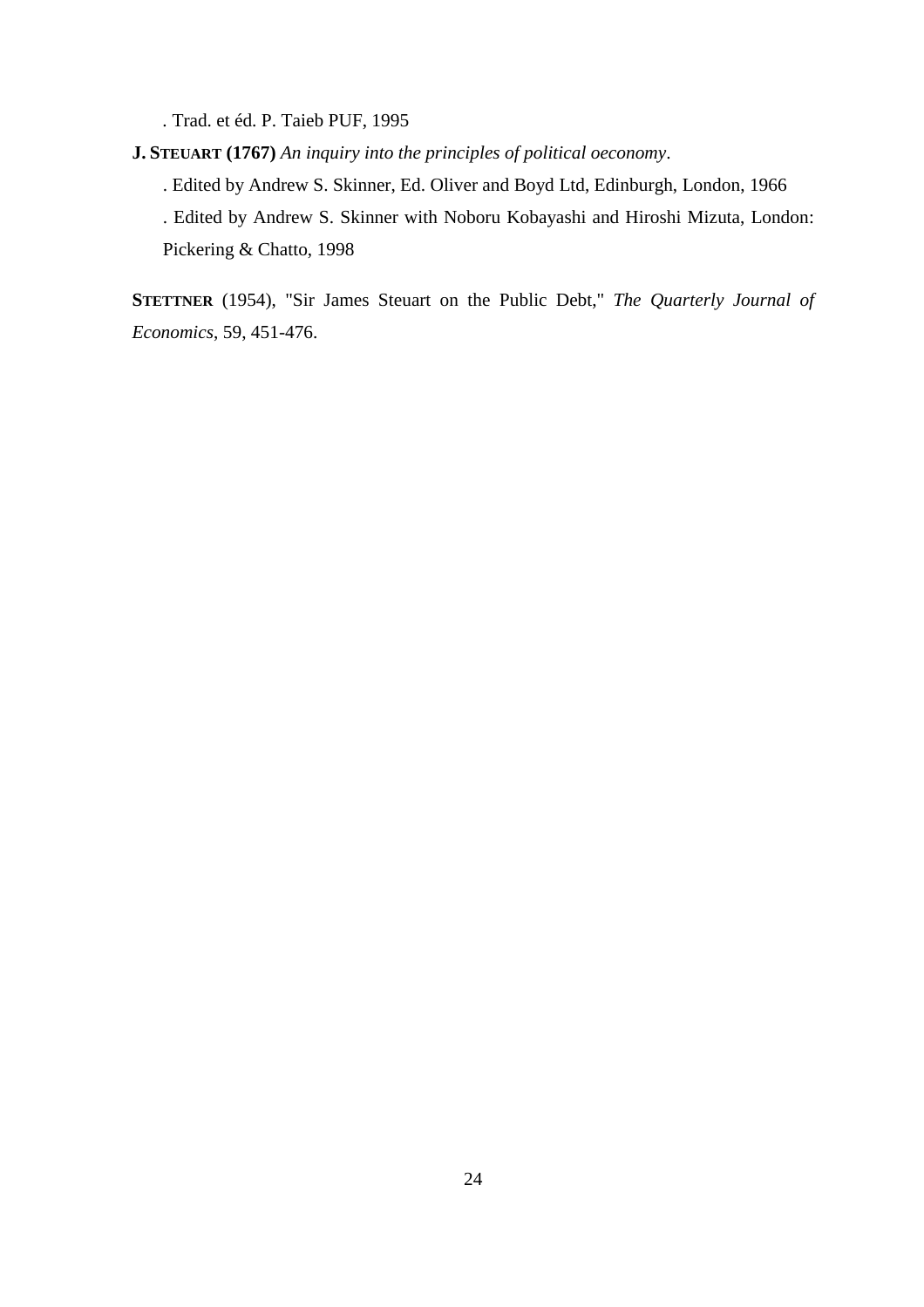. Trad. et éd. P. Taieb PUF, 1995

**J. STEUART (1767)** *An inquiry into the principles of political oeconomy*.

. Edited by Andrew S. Skinner, Ed. Oliver and Boyd Ltd, Edinburgh, London, 1966

. Edited by Andrew S. Skinner with Noboru Kobayashi and Hiroshi Mizuta, London: Pickering & Chatto, 1998

**STETTNER** (1954), "Sir James Steuart on the Public Debt," *The Quarterly Journal of Economics*, 59, 451-476.